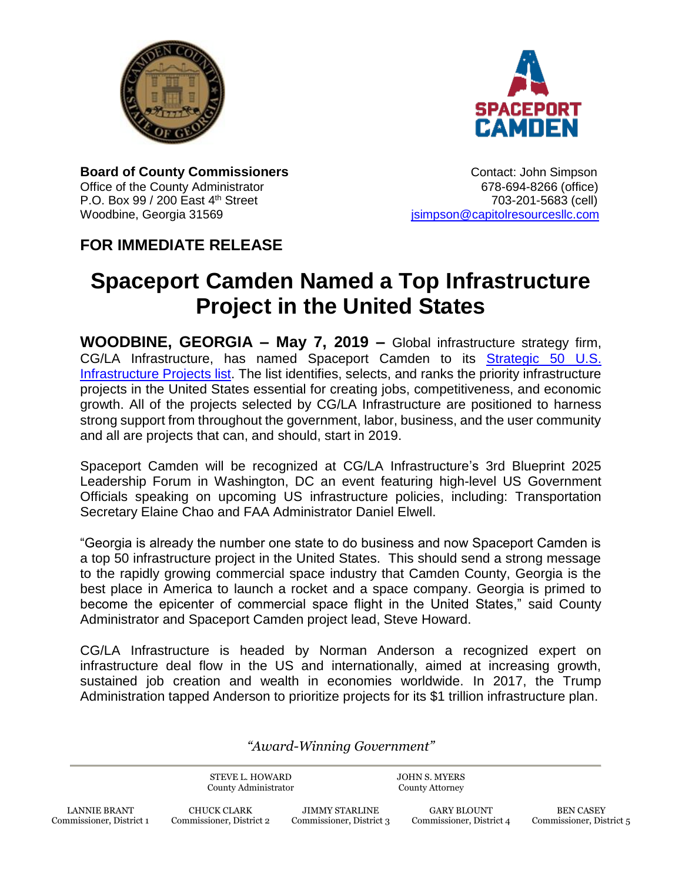**Board of County Commissioners**
Office of the County Administrator
P.O. Box 99 / 200 East 4th Street
Woodbine, Georgia 31569

Contact: John Simpson
678-694-8266 (office)
703-201-5683 (cell)
jsimpson@capitolresourcesllc.com

**FOR IMMEDIATE RELEASE**

# Spaceport Camden Named a Top Infrastructure Project in the United States

**WOODBINE, GEORGIA – May 7, 2019 –** Global infrastructure strategy firm, CG/LA Infrastructure, has named Spaceport Camden to its Strategic 50 U.S. Infrastructure Projects list. The list identifies, selects, and ranks the priority infrastructure projects in the United States essential for creating jobs, competitiveness, and economic growth. All of the projects selected by CG/LA Infrastructure are positioned to harness strong support from throughout the government, labor, business, and the user community and all are projects that can, and should, start in 2019.

Spaceport Camden will be recognized at CG/LA Infrastructure's 3rd Blueprint 2025 Leadership Forum in Washington, DC an event featuring high-level US Government Officials speaking on upcoming US infrastructure policies, including: Transportation Secretary Elaine Chao and FAA Administrator Daniel Elwell.

"Georgia is already the number one state to do business and now Spaceport Camden is a top 50 infrastructure project in the United States. This should send a strong message to the rapidly growing commercial space industry that Camden County, Georgia is the best place in America to launch a rocket and a space company. Georgia is primed to become the epicenter of commercial space flight in the United States," said County Administrator and Spaceport Camden project lead, Steve Howard.

CG/LA Infrastructure is headed by Norman Anderson a recognized expert on infrastructure deal flow in the US and internationally, aimed at increasing growth, sustained job creation and wealth in economies worldwide. In 2017, the Trump Administration tapped Anderson to prioritize projects for its $1 trillion infrastructure plan.

*"Award-Winning Government"*

STEVE L. HOWARD, County Administrator
JOHN S. MYERS, County Attorney

LANNIE BRANT, Commissioner, District 1
CHUCK CLARK, Commissioner, District 2
JIMMY STARLINE, Commissioner, District 3
GARY BLOUNT, Commissioner, District 4
BEN CASEY, Commissioner, District 5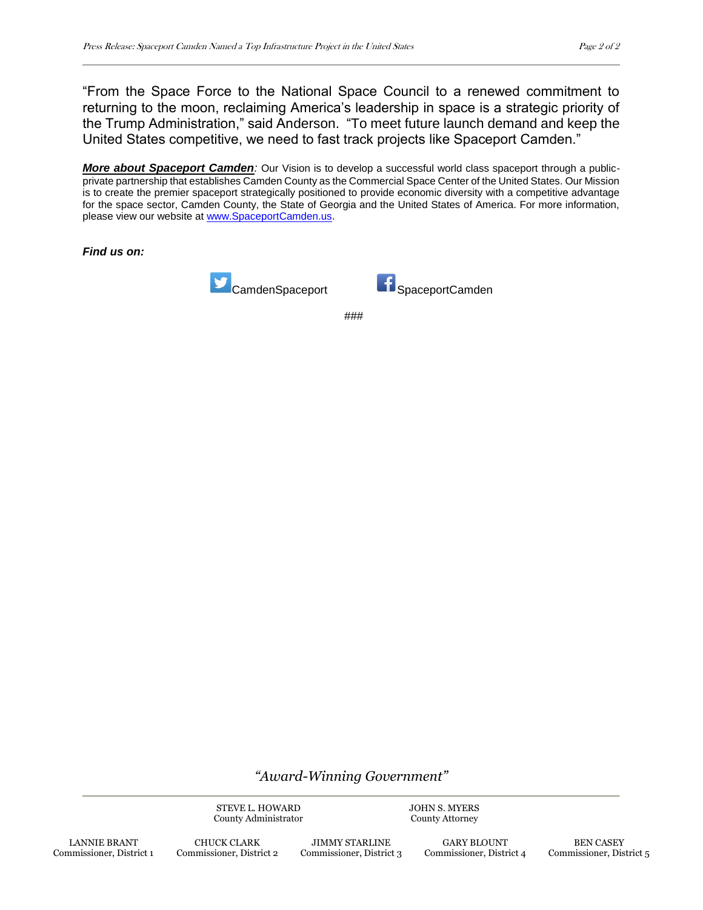"From the Space Force to the National Space Council to a renewed commitment to returning to the moon, reclaiming America's leadership in space is a strategic priority of the Trump Administration," said Anderson. "To meet future launch demand and keep the United States competitive, we need to fast track projects like Spaceport Camden."

***More about Spaceport Camden****:* Our Vision is to develop a successful world class spaceport through a public-private partnership that establishes Camden County as the Commercial Space Center of the United States. Our Mission is to create the premier spaceport strategically positioned to provide economic diversity with a competitive advantage for the space sector, Camden County, the State of Georgia and the United States of America. For more information, please view our website at [www.SpaceportCamden.us](http://www.SpaceportCamden.us).

***Find us on:***

CamdenSpaceport SpaceportCamden

###

*"Award-Winning Government"*

STEVE L. HOWARD
County Administrator

JOHN S. MYERS
County Attorney

LANNIE BRANT
Commissioner, District 1

CHUCK CLARK
Commissioner, District 2

JIMMY STARLINE
Commissioner, District 3

GARY BLOUNT
Commissioner, District 4

BEN CASEY
Commissioner, District 5